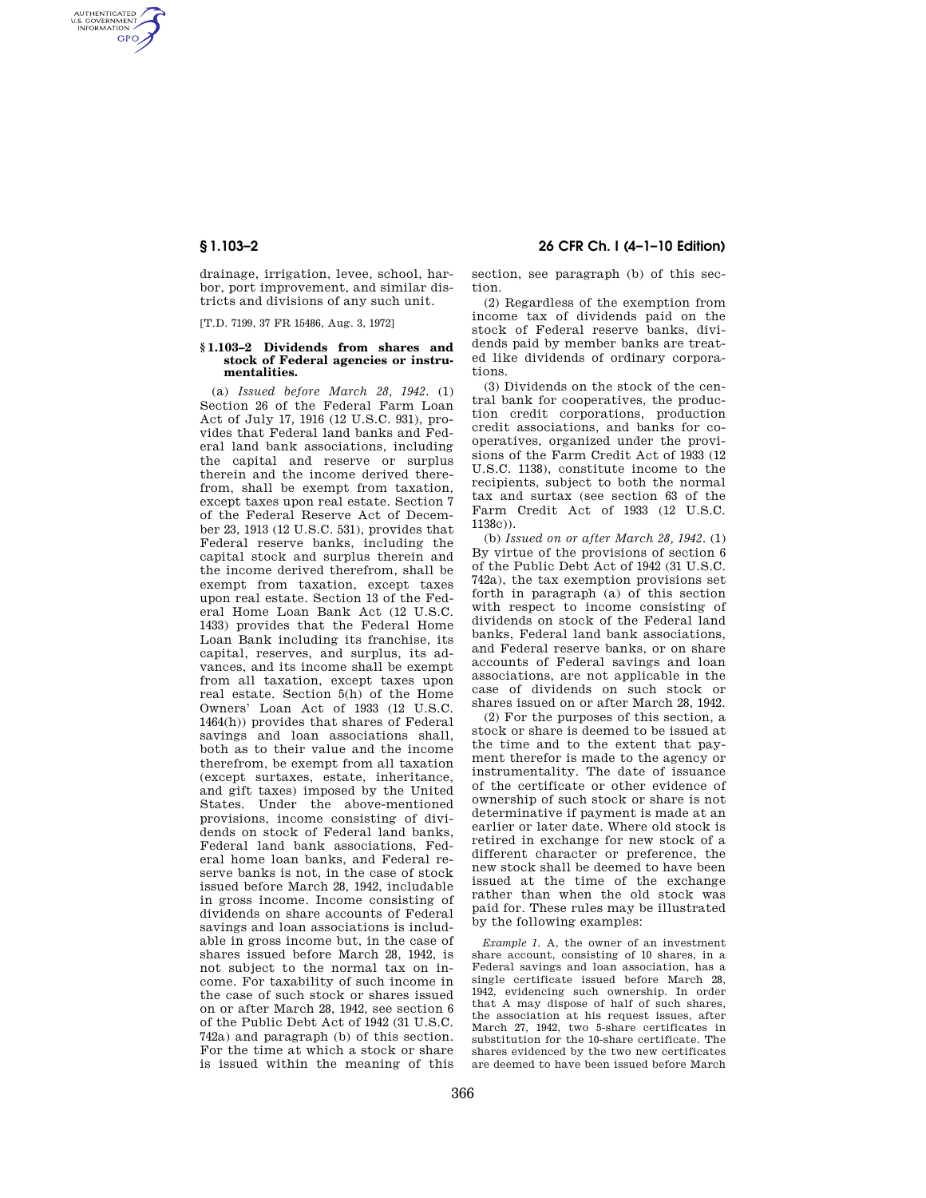drainage, irrigation, levee, school, harbor, port improvement, and similar districts and divisions of any such unit.

[T.D. 7199, 37 FR 15486, Aug. 3, 1972]

### § 1.103–2 Dividends from shares and stock of Federal agencies or instrumentalities.

(a) *Issued before March 28, 1942.* (1) Section 26 of the Federal Farm Loan Act of July 17, 1916 (12 U.S.C. 931), provides that Federal land banks and Federal land bank associations, including the capital and reserve or surplus therein and the income derived therefrom, shall be exempt from taxation, except taxes upon real estate. Section 7 of the Federal Reserve Act of December 23, 1913 (12 U.S.C. 531), provides that Federal reserve banks, including the capital stock and surplus therein and the income derived therefrom, shall be exempt from taxation, except taxes upon real estate. Section 13 of the Federal Home Loan Bank Act (12 U.S.C. 1433) provides that the Federal Home Loan Bank including its franchise, its capital, reserves, and surplus, its advances, and its income shall be exempt from all taxation, except taxes upon real estate. Section 5(h) of the Home Owners' Loan Act of 1933 (12 U.S.C. 1464(h)) provides that shares of Federal savings and loan associations shall, both as to their value and the income therefrom, be exempt from all taxation (except surtaxes, estate, inheritance, and gift taxes) imposed by the United States. Under the above-mentioned provisions, income consisting of dividends on stock of Federal land banks, Federal land bank associations, Federal home loan banks, and Federal reserve banks is not, in the case of stock issued before March 28, 1942, includable in gross income. Income consisting of dividends on share accounts of Federal savings and loan associations is includable in gross income but, in the case of shares issued before March 28, 1942, is not subject to the normal tax on income. For taxability of such income in the case of such stock or shares issued on or after March 28, 1942, see section 6 of the Public Debt Act of 1942 (31 U.S.C. 742a) and paragraph (b) of this section. For the time at which a stock or share is issued within the meaning of this section, see paragraph (b) of this section.

(2) Regardless of the exemption from income tax of dividends paid on the stock of Federal reserve banks, dividends paid by member banks are treated like dividends of ordinary corporations.

(3) Dividends on the stock of the central bank for cooperatives, the production credit corporations, production credit associations, and banks for cooperatives, organized under the provisions of the Farm Credit Act of 1933 (12 U.S.C. 1138), constitute income to the recipients, subject to both the normal tax and surtax (see section 63 of the Farm Credit Act of 1933 (12 U.S.C. 1138c)).

(b) *Issued on or after March 28, 1942.* (1) By virtue of the provisions of section 6 of the Public Debt Act of 1942 (31 U.S.C. 742a), the tax exemption provisions set forth in paragraph (a) of this section with respect to income consisting of dividends on stock of the Federal land banks, Federal land bank associations, and Federal reserve banks, or on share accounts of Federal savings and loan associations, are not applicable in the case of dividends on such stock or shares issued on or after March 28, 1942.

(2) For the purposes of this section, a stock or share is deemed to be issued at the time and to the extent that payment therefor is made to the agency or instrumentality. The date of issuance of the certificate or other evidence of ownership of such stock or share is not determinative if payment is made at an earlier or later date. Where old stock is retired in exchange for new stock of a different character or preference, the new stock shall be deemed to have been issued at the time of the exchange rather than when the old stock was paid for. These rules may be illustrated by the following examples:

*Example 1.* A, the owner of an investment share account, consisting of 10 shares, in a Federal savings and loan association, has a single certificate issued before March 28, 1942, evidencing such ownership. In order that A may dispose of half of such shares, the association at his request issues, after March 27, 1942, two 5-share certificates in substitution for the 10-share certificate. The shares evidenced by the two new certificates are deemed to have been issued before March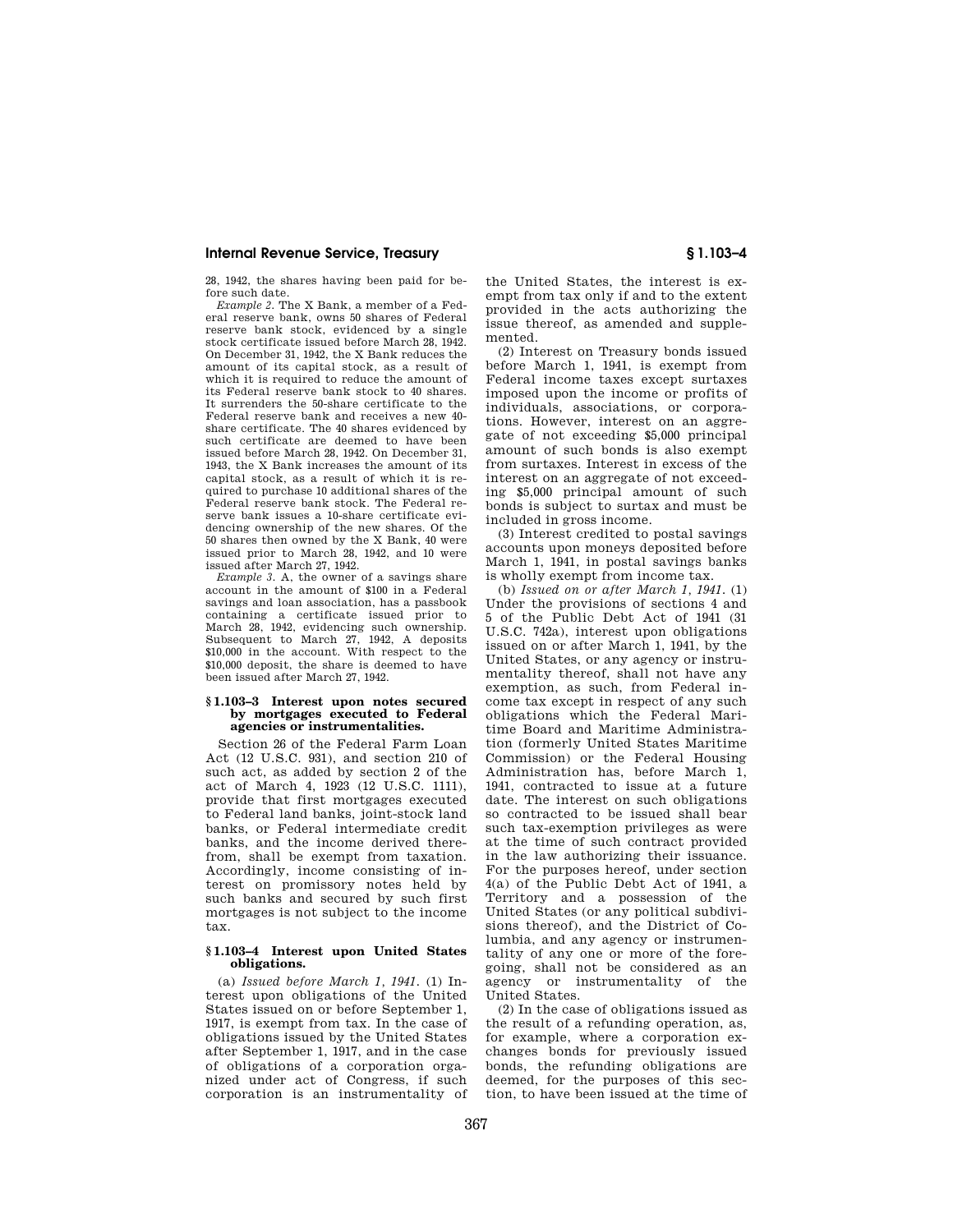28, 1942, the shares having been paid for before such date.

*Example 2.* The X Bank, a member of a Federal reserve bank, owns 50 shares of Federal reserve bank stock, evidenced by a single stock certificate issued before March 28, 1942. On December 31, 1942, the X Bank reduces the amount of its capital stock, as a result of which it is required to reduce the amount of its Federal reserve bank stock to 40 shares. It surrenders the 50-share certificate to the Federal reserve bank and receives a new 40-share certificate. The 40 shares evidenced by such certificate are deemed to have been issued before March 28, 1942. On December 31, 1943, the X Bank increases the amount of its capital stock, as a result of which it is required to purchase 10 additional shares of the Federal reserve bank stock. The Federal reserve bank issues a 10-share certificate evidencing ownership of the new shares. Of the 50 shares then owned by the X Bank, 40 were issued prior to March 28, 1942, and 10 were issued after March 27, 1942.

*Example 3.* A, the owner of a savings share account in the amount of $100 in a Federal savings and loan association, has a passbook containing a certificate issued prior to March 28, 1942, evidencing such ownership. Subsequent to March 27, 1942, A deposits $10,000 in the account. With respect to the $10,000 deposit, the share is deemed to have been issued after March 27, 1942.

### § 1.103–3 Interest upon notes secured by mortgages executed to Federal agencies or instrumentalities.

Section 26 of the Federal Farm Loan Act (12 U.S.C. 931), and section 210 of such act, as added by section 2 of the act of March 4, 1923 (12 U.S.C. 1111), provide that first mortgages executed to Federal land banks, joint-stock land banks, or Federal intermediate credit banks, and the income derived therefrom, shall be exempt from taxation. Accordingly, income consisting of interest on promissory notes held by such banks and secured by such first mortgages is not subject to the income tax.

### § 1.103–4 Interest upon United States obligations.

(a) *Issued before March 1, 1941.* (1) Interest upon obligations of the United States issued on or before September 1, 1917, is exempt from tax. In the case of obligations issued by the United States after September 1, 1917, and in the case of obligations of a corporation organized under act of Congress, if such corporation is an instrumentality of the United States, the interest is exempt from tax only if and to the extent provided in the acts authorizing the issue thereof, as amended and supplemented.

(2) Interest on Treasury bonds issued before March 1, 1941, is exempt from Federal income taxes except surtaxes imposed upon the income or profits of individuals, associations, or corporations. However, interest on an aggregate of not exceeding $5,000 principal amount of such bonds is also exempt from surtaxes. Interest in excess of the interest on an aggregate of not exceeding $5,000 principal amount of such bonds is subject to surtax and must be included in gross income.

(3) Interest credited to postal savings accounts upon moneys deposited before March 1, 1941, in postal savings banks is wholly exempt from income tax.

(b) *Issued on or after March 1, 1941.* (1) Under the provisions of sections 4 and 5 of the Public Debt Act of 1941 (31 U.S.C. 742a), interest upon obligations issued on or after March 1, 1941, by the United States, or any agency or instrumentality thereof, shall not have any exemption, as such, from Federal income tax except in respect of any such obligations which the Federal Maritime Board and Maritime Administration (formerly United States Maritime Commission) or the Federal Housing Administration has, before March 1, 1941, contracted to issue at a future date. The interest on such obligations so contracted to be issued shall bear such tax-exemption privileges as were at the time of such contract provided in the law authorizing their issuance. For the purposes hereof, under section 4(a) of the Public Debt Act of 1941, a Territory and a possession of the United States (or any political subdivisions thereof), and the District of Columbia, and any agency or instrumentality of any one or more of the foregoing, shall not be considered as an agency or instrumentality of the United States.

(2) In the case of obligations issued as the result of a refunding operation, as, for example, where a corporation exchanges bonds for previously issued bonds, the refunding obligations are deemed, for the purposes of this section, to have been issued at the time of